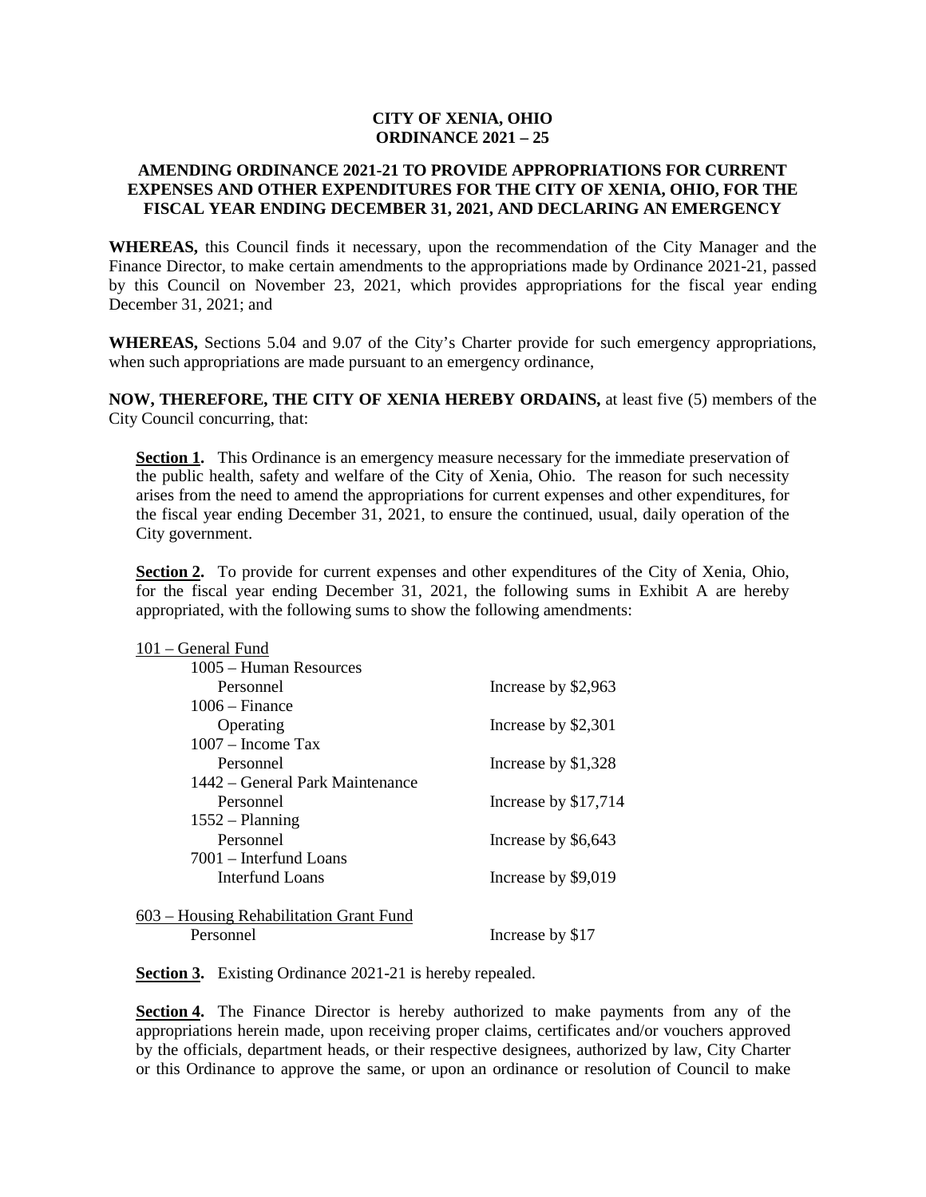**CITY OF XENIA, OHIO**
**ORDINANCE 2021 – 25**

**AMENDING ORDINANCE 2021-21 TO PROVIDE APPROPRIATIONS FOR CURRENT EXPENSES AND OTHER EXPENDITURES FOR THE CITY OF XENIA, OHIO, FOR THE FISCAL YEAR ENDING DECEMBER 31, 2021, AND DECLARING AN EMERGENCY**

**WHEREAS,** this Council finds it necessary, upon the recommendation of the City Manager and the Finance Director, to make certain amendments to the appropriations made by Ordinance 2021-21, passed by this Council on November 23, 2021, which provides appropriations for the fiscal year ending December 31, 2021; and

**WHEREAS,** Sections 5.04 and 9.07 of the City's Charter provide for such emergency appropriations, when such appropriations are made pursuant to an emergency ordinance,

**NOW, THEREFORE, THE CITY OF XENIA HEREBY ORDAINS,** at least five (5) members of the City Council concurring, that:

**Section 1.** This Ordinance is an emergency measure necessary for the immediate preservation of the public health, safety and welfare of the City of Xenia, Ohio. The reason for such necessity arises from the need to amend the appropriations for current expenses and other expenditures, for the fiscal year ending December 31, 2021, to ensure the continued, usual, daily operation of the City government.

**Section 2.** To provide for current expenses and other expenditures of the City of Xenia, Ohio, for the fiscal year ending December 31, 2021, the following sums in Exhibit A are hereby appropriated, with the following sums to show the following amendments:

101 – General Fund

| | |
|---|---|
| 1005 – Human Resources | |
| Personnel | Increase by $2,963 |
| 1006 – Finance | |
| Operating | Increase by $2,301 |
| 1007 – Income Tax | |
| Personnel | Increase by $1,328 |
| 1442 – General Park Maintenance | |
| Personnel | Increase by $17,714 |
| 1552 – Planning | |
| Personnel | Increase by $6,643 |
| 7001 – Interfund Loans | |
| Interfund Loans | Increase by $9,019 |

603 – Housing Rehabilitation Grant Fund

| | |
|---|---|
| Personnel | Increase by $17 |

**Section 3.** Existing Ordinance 2021-21 is hereby repealed.

**Section 4.** The Finance Director is hereby authorized to make payments from any of the appropriations herein made, upon receiving proper claims, certificates and/or vouchers approved by the officials, department heads, or their respective designees, authorized by law, City Charter or this Ordinance to approve the same, or upon an ordinance or resolution of Council to make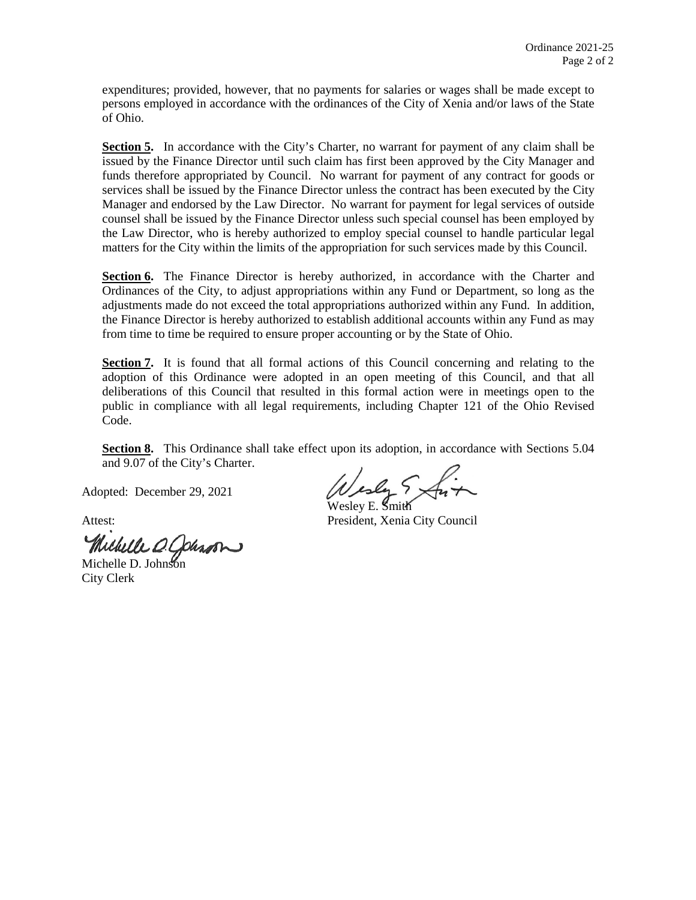expenditures; provided, however, that no payments for salaries or wages shall be made except to persons employed in accordance with the ordinances of the City of Xenia and/or laws of the State of Ohio.

**Section 5.** In accordance with the City's Charter, no warrant for payment of any claim shall be issued by the Finance Director until such claim has first been approved by the City Manager and funds therefore appropriated by Council. No warrant for payment of any contract for goods or services shall be issued by the Finance Director unless the contract has been executed by the City Manager and endorsed by the Law Director. No warrant for payment for legal services of outside counsel shall be issued by the Finance Director unless such special counsel has been employed by the Law Director, who is hereby authorized to employ special counsel to handle particular legal matters for the City within the limits of the appropriation for such services made by this Council.

**Section 6.** The Finance Director is hereby authorized, in accordance with the Charter and Ordinances of the City, to adjust appropriations within any Fund or Department, so long as the adjustments made do not exceed the total appropriations authorized within any Fund. In addition, the Finance Director is hereby authorized to establish additional accounts within any Fund as may from time to time be required to ensure proper accounting or by the State of Ohio.

**Section 7.** It is found that all formal actions of this Council concerning and relating to the adoption of this Ordinance were adopted in an open meeting of this Council, and that all deliberations of this Council that resulted in this formal action were in meetings open to the public in compliance with all legal requirements, including Chapter 121 of the Ohio Revised Code.

**Section 8.** This Ordinance shall take effect upon its adoption, in accordance with Sections 5.04 and 9.07 of the City's Charter.

Adopted: December 29, 2021

Wesley E. Smith
President, Xenia City Council

Attest:

Michelle D. Johnson
City Clerk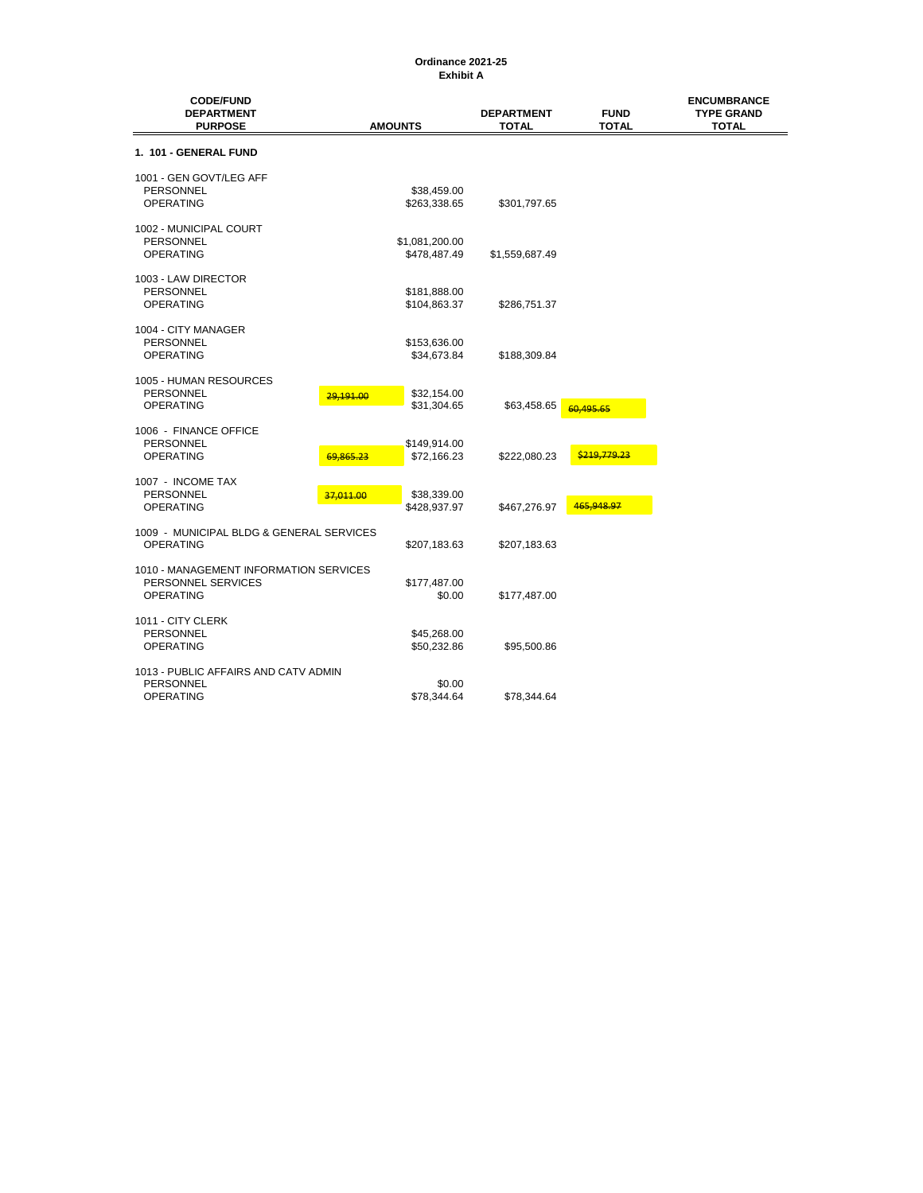**Ordinance 2021-25**
**Exhibit A**

| CODE/FUND DEPARTMENT PURPOSE | | AMOUNTS | DEPARTMENT TOTAL | FUND TOTAL | ENCUMBRANCE TYPE GRAND TOTAL |
|---|---|---|---|---|---|
| **1. 101 - GENERAL FUND** | | | | | |
| 1001 - GEN GOVT/LEG AFF | | | | | |
| PERSONNEL | | $38,459.00 | | | |
| OPERATING | | $263,338.65 | $301,797.65 | | |
| 1002 - MUNICIPAL COURT | | | | | |
| PERSONNEL | | $1,081,200.00 | | | |
| OPERATING | | $478,487.49 | $1,559,687.49 | | |
| 1003 - LAW DIRECTOR | | | | | |
| PERSONNEL | | $181,888.00 | | | |
| OPERATING | | $104,863.37 | $286,751.37 | | |
| 1004 - CITY MANAGER | | | | | |
| PERSONNEL | | $153,636.00 | | | |
| OPERATING | | $34,673.84 | $188,309.84 | | |
| 1005 - HUMAN RESOURCES | | | | | |
| PERSONNEL | ~~29,191.00~~ | $32,154.00 | | | |
| OPERATING | | $31,304.65 | $63,458.65 | ~~60,495.65~~ | |
| 1006 - FINANCE OFFICE | | | | | |
| PERSONNEL | | $149,914.00 | | | |
| OPERATING | ~~69,865.23~~ | $72,166.23 | $222,080.23 | ~~$219,779.23~~ | |
| 1007 - INCOME TAX | | | | | |
| PERSONNEL | ~~37,011.00~~ | $38,339.00 | | | |
| OPERATING | | $428,937.97 | $467,276.97 | ~~465,948.97~~ | |
| 1009 - MUNICIPAL BLDG & GENERAL SERVICES | | | | | |
| OPERATING | | $207,183.63 | $207,183.63 | | |
| 1010 - MANAGEMENT INFORMATION SERVICES | | | | | |
| PERSONNEL SERVICES | | $177,487.00 | | | |
| OPERATING | | $0.00 | $177,487.00 | | |
| 1011 - CITY CLERK | | | | | |
| PERSONNEL | | $45,268.00 | | | |
| OPERATING | | $50,232.86 | $95,500.86 | | |
| 1013 - PUBLIC AFFAIRS AND CATV ADMIN | | | | | |
| PERSONNEL | | $0.00 | | | |
| OPERATING | | $78,344.64 | $78,344.64 | | |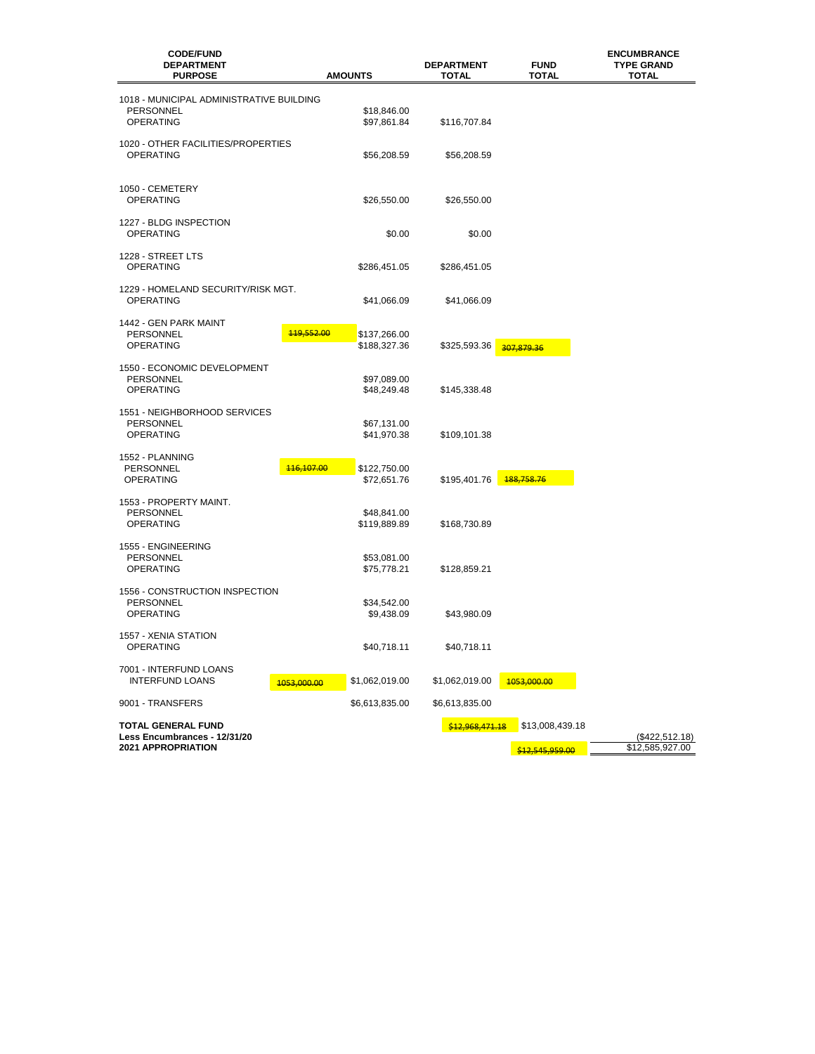| CODE/FUND DEPARTMENT PURPOSE | | AMOUNTS | DEPARTMENT TOTAL | FUND TOTAL | ENCUMBRANCE TYPE GRAND TOTAL |
|---|---|---|---|---|---|
| 1018 - MUNICIPAL ADMINISTRATIVE BUILDING | | | | | |
| PERSONNEL | | $18,846.00 | | | |
| OPERATING | | $97,861.84 | $116,707.84 | | |
| 1020 - OTHER FACILITIES/PROPERTIES | | | | | |
| OPERATING | | $56,208.59 | $56,208.59 | | |
| 1050 - CEMETERY | | | | | |
| OPERATING | | $26,550.00 | $26,550.00 | | |
| 1227 - BLDG INSPECTION | | | | | |
| OPERATING | | $0.00 | $0.00 | | |
| 1228 - STREET LTS | | | | | |
| OPERATING | | $286,451.05 | $286,451.05 | | |
| 1229 - HOMELAND SECURITY/RISK MGT. | | | | | |
| OPERATING | | $41,066.09 | $41,066.09 | | |
| 1442 - GEN PARK MAINT | | | | | |
| PERSONNEL | ~~119,552.00~~ | $137,266.00 | | | |
| OPERATING | | $188,327.36 | $325,593.36 | ~~307,879.36~~ | |
| 1550 - ECONOMIC DEVELOPMENT | | | | | |
| PERSONNEL | | $97,089.00 | | | |
| OPERATING | | $48,249.48 | $145,338.48 | | |
| 1551 - NEIGHBORHOOD SERVICES | | | | | |
| PERSONNEL | | $67,131.00 | | | |
| OPERATING | | $41,970.38 | $109,101.38 | | |
| 1552 - PLANNING | | | | | |
| PERSONNEL | ~~116,107.00~~ | $122,750.00 | | | |
| OPERATING | | $72,651.76 | $195,401.76 | ~~188,758.76~~ | |
| 1553 - PROPERTY MAINT. | | | | | |
| PERSONNEL | | $48,841.00 | | | |
| OPERATING | | $119,889.89 | $168,730.89 | | |
| 1555 - ENGINEERING | | | | | |
| PERSONNEL | | $53,081.00 | | | |
| OPERATING | | $75,778.21 | $128,859.21 | | |
| 1556 - CONSTRUCTION INSPECTION | | | | | |
| PERSONNEL | | $34,542.00 | | | |
| OPERATING | | $9,438.09 | $43,980.09 | | |
| 1557 - XENIA STATION | | | | | |
| OPERATING | | $40,718.11 | $40,718.11 | | |
| 7001 - INTERFUND LOANS | | | | | |
| INTERFUND LOANS | ~~1053,000.00~~ | $1,062,019.00 | $1,062,019.00 | ~~1053,000.00~~ | |
| 9001 - TRANSFERS | | $6,613,835.00 | $6,613,835.00 | | |
| **TOTAL GENERAL FUND** | | | ~~$12,968,471.18~~ | $13,008,439.18 | |
| **Less Encumbrances - 12/31/20** | | | | | ($422,512.18) |
| **2021 APPROPRIATION** | | | | ~~$12,545,959.00~~ | $12,585,927.00 |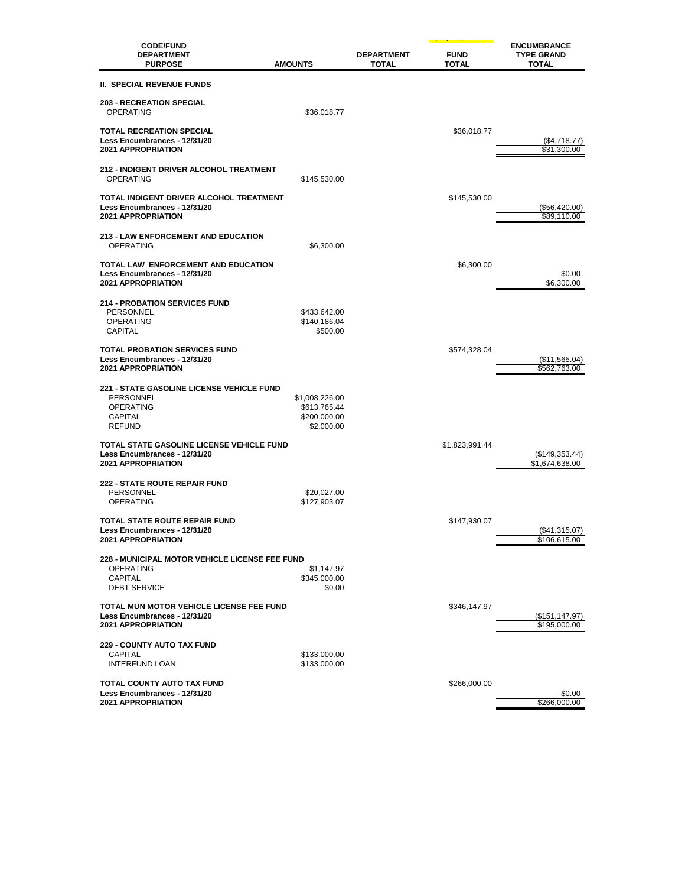| CODE/FUND DEPARTMENT PURPOSE | AMOUNTS | DEPARTMENT TOTAL | FUND TOTAL | ENCUMBRANCE TYPE GRAND TOTAL |
|---|---|---|---|---|
| **II. SPECIAL REVENUE FUNDS** | | | | |
| **203 - RECREATION SPECIAL** | | | | |
| OPERATING | $36,018.77 | | | |
| **TOTAL RECREATION SPECIAL** | | | $36,018.77 | |
| **Less Encumbrances - 12/31/20** | | | | ($4,718.77) |
| **2021 APPROPRIATION** | | | | $31,300.00 |
| **212 - INDIGENT DRIVER ALCOHOL TREATMENT** | | | | |
| OPERATING | $145,530.00 | | | |
| **TOTAL INDIGENT DRIVER ALCOHOL TREATMENT** | | | $145,530.00 | |
| **Less Encumbrances - 12/31/20** | | | | ($56,420.00) |
| **2021 APPROPRIATION** | | | | $89,110.00 |
| **213 - LAW ENFORCEMENT AND EDUCATION** | | | | |
| OPERATING | $6,300.00 | | | |
| **TOTAL LAW ENFORCEMENT AND EDUCATION** | | | $6,300.00 | |
| **Less Encumbrances - 12/31/20** | | | | $0.00 |
| **2021 APPROPRIATION** | | | | $6,300.00 |
| **214 - PROBATION SERVICES FUND** | | | | |
| PERSONNEL | $433,642.00 | | | |
| OPERATING | $140,186.04 | | | |
| CAPITAL | $500.00 | | | |
| **TOTAL PROBATION SERVICES FUND** | | | $574,328.04 | |
| **Less Encumbrances - 12/31/20** | | | | ($11,565.04) |
| **2021 APPROPRIATION** | | | | $562,763.00 |
| **221 - STATE GASOLINE LICENSE VEHICLE FUND** | | | | |
| PERSONNEL | $1,008,226.00 | | | |
| OPERATING | $613,765.44 | | | |
| CAPITAL | $200,000.00 | | | |
| REFUND | $2,000.00 | | | |
| **TOTAL STATE GASOLINE LICENSE VEHICLE FUND** | | | $1,823,991.44 | |
| **Less Encumbrances - 12/31/20** | | | | ($149,353.44) |
| **2021 APPROPRIATION** | | | | $1,674,638.00 |
| **222 - STATE ROUTE REPAIR FUND** | | | | |
| PERSONNEL | $20,027.00 | | | |
| OPERATING | $127,903.07 | | | |
| **TOTAL STATE ROUTE REPAIR FUND** | | | $147,930.07 | |
| **Less Encumbrances - 12/31/20** | | | | ($41,315.07) |
| **2021 APPROPRIATION** | | | | $106,615.00 |
| **228 - MUNICIPAL MOTOR VEHICLE LICENSE FEE FUND** | | | | |
| OPERATING | $1,147.97 | | | |
| CAPITAL | $345,000.00 | | | |
| DEBT SERVICE | $0.00 | | | |
| **TOTAL MUN MOTOR VEHICLE LICENSE FEE FUND** | | | $346,147.97 | |
| **Less Encumbrances - 12/31/20** | | | | ($151,147.97) |
| **2021 APPROPRIATION** | | | | $195,000.00 |
| **229 - COUNTY AUTO TAX FUND** | | | | |
| CAPITAL | $133,000.00 | | | |
| INTERFUND LOAN | $133,000.00 | | | |
| **TOTAL COUNTY AUTO TAX FUND** | | | $266,000.00 | |
| **Less Encumbrances - 12/31/20** | | | | $0.00 |
| **2021 APPROPRIATION** | | | | $266,000.00 |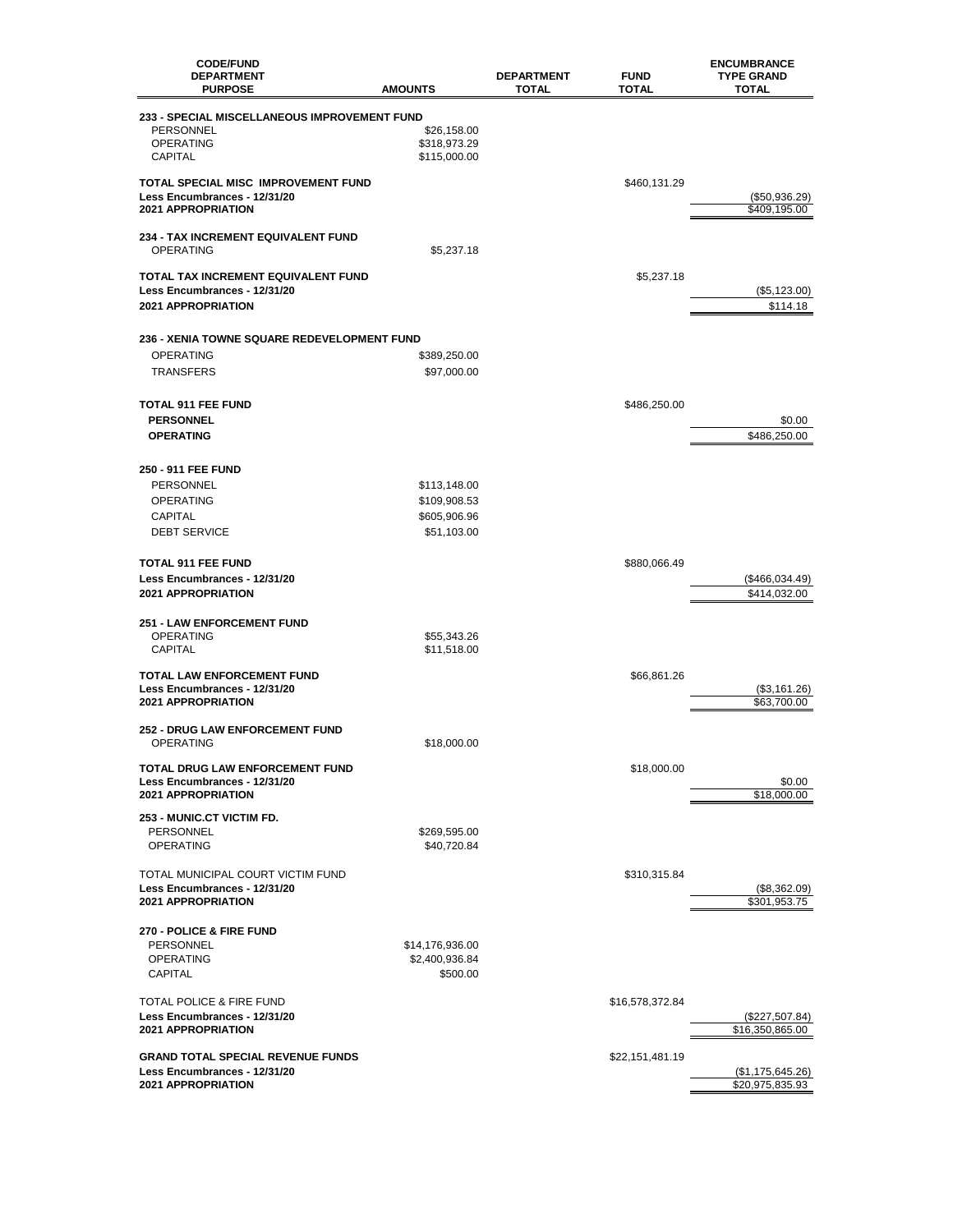| CODE/FUND<br>DEPARTMENT<br>PURPOSE | AMOUNTS | DEPARTMENT TOTAL | FUND TOTAL | ENCUMBRANCE TYPE GRAND TOTAL |
|---|---|---|---|---|
| **233 - SPECIAL MISCELLANEOUS IMPROVEMENT FUND** | | | | |
| PERSONNEL | $26,158.00 | | | |
| OPERATING | $318,973.29 | | | |
| CAPITAL | $115,000.00 | | | |
| **TOTAL SPECIAL MISC IMPROVEMENT FUND** | | | $460,131.29 | |
| **Less Encumbrances - 12/31/20** | | | | ($50,936.29) |
| **2021 APPROPRIATION** | | | | $409,195.00 |
| **234 - TAX INCREMENT EQUIVALENT FUND** | | | | |
| OPERATING | $5,237.18 | | | |
| **TOTAL TAX INCREMENT EQUIVALENT FUND** | | | $5,237.18 | |
| **Less Encumbrances - 12/31/20** | | | | ($5,123.00) |
| **2021 APPROPRIATION** | | | | $114.18 |
| **236 - XENIA TOWNE SQUARE REDEVELOPMENT FUND** | | | | |
| OPERATING | $389,250.00 | | | |
| TRANSFERS | $97,000.00 | | | |
| **TOTAL 911 FEE FUND** | | | $486,250.00 | |
| **PERSONNEL** | | | | $0.00 |
| **OPERATING** | | | | $486,250.00 |
| **250 - 911 FEE FUND** | | | | |
| PERSONNEL | $113,148.00 | | | |
| OPERATING | $109,908.53 | | | |
| CAPITAL | $605,906.96 | | | |
| DEBT SERVICE | $51,103.00 | | | |
| **TOTAL 911 FEE FUND** | | | $880,066.49 | |
| **Less Encumbrances - 12/31/20** | | | | ($466,034.49) |
| **2021 APPROPRIATION** | | | | $414,032.00 |
| **251 - LAW ENFORCEMENT FUND** | | | | |
| OPERATING | $55,343.26 | | | |
| CAPITAL | $11,518.00 | | | |
| **TOTAL LAW ENFORCEMENT FUND** | | | $66,861.26 | |
| **Less Encumbrances - 12/31/20** | | | | ($3,161.26) |
| **2021 APPROPRIATION** | | | | $63,700.00 |
| **252 - DRUG LAW ENFORCEMENT FUND** | | | | |
| OPERATING | $18,000.00 | | | |
| **TOTAL DRUG LAW ENFORCEMENT FUND** | | | $18,000.00 | |
| **Less Encumbrances - 12/31/20** | | | | $0.00 |
| **2021 APPROPRIATION** | | | | $18,000.00 |
| **253 - MUNIC.CT VICTIM FD.** | | | | |
| PERSONNEL | $269,595.00 | | | |
| OPERATING | $40,720.84 | | | |
| TOTAL MUNICIPAL COURT VICTIM FUND | | | $310,315.84 | |
| **Less Encumbrances - 12/31/20** | | | | ($8,362.09) |
| **2021 APPROPRIATION** | | | | $301,953.75 |
| **270 - POLICE & FIRE FUND** | | | | |
| PERSONNEL | $14,176,936.00 | | | |
| OPERATING | $2,400,936.84 | | | |
| CAPITAL | $500.00 | | | |
| TOTAL POLICE & FIRE FUND | | | $16,578,372.84 | |
| **Less Encumbrances - 12/31/20** | | | | ($227,507.84) |
| **2021 APPROPRIATION** | | | | $16,350,865.00 |
| **GRAND TOTAL SPECIAL REVENUE FUNDS** | | | $22,151,481.19 | |
| **Less Encumbrances - 12/31/20** | | | | ($1,175,645.26) |
| **2021 APPROPRIATION** | | | | $20,975,835.93 |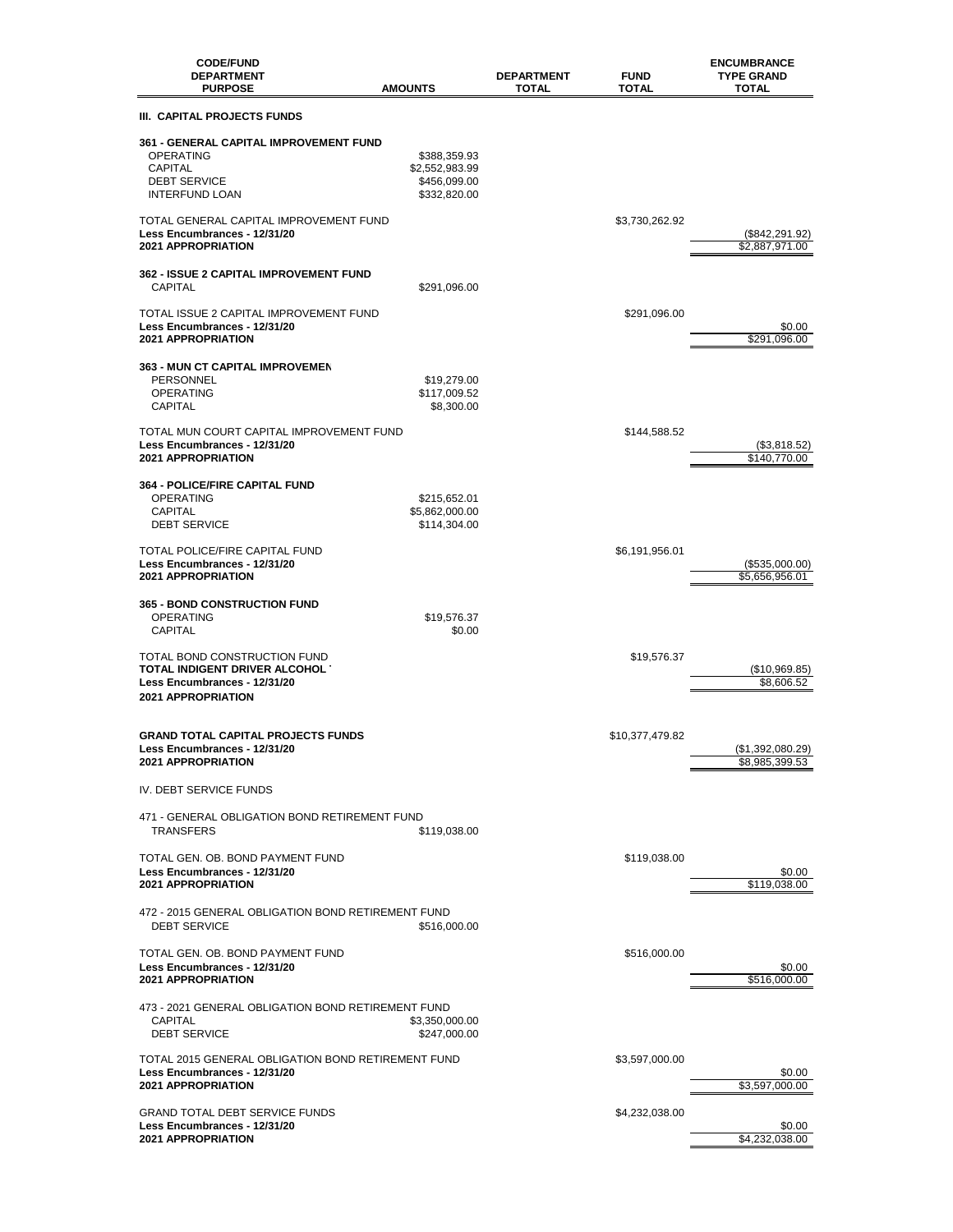| CODE/FUND<br>DEPARTMENT<br>PURPOSE | AMOUNTS | DEPARTMENT<br>TOTAL | FUND<br>TOTAL | ENCUMBRANCE<br>TYPE GRAND<br>TOTAL |
|---|---|---|---|---|
| **III. CAPITAL PROJECTS FUNDS** | | | | |
| **361 - GENERAL CAPITAL IMPROVEMENT FUND** | | | | |
| OPERATING | $388,359.93 | | | |
| CAPITAL | $2,552,983.99 | | | |
| DEBT SERVICE | $456,099.00 | | | |
| INTERFUND LOAN | $332,820.00 | | | |
| TOTAL GENERAL CAPITAL IMPROVEMENT FUND | | | $3,730,262.92 | |
| **Less Encumbrances - 12/31/20** | | | | ($842,291.92) |
| **2021 APPROPRIATION** | | | | $2,887,971.00 |
| **362 - ISSUE 2 CAPITAL IMPROVEMENT FUND** | | | | |
| CAPITAL | $291,096.00 | | | |
| TOTAL ISSUE 2 CAPITAL IMPROVEMENT FUND | | | $291,096.00 | |
| **Less Encumbrances - 12/31/20** | | | | $0.00 |
| **2021 APPROPRIATION** | | | | $291,096.00 |
| **363 - MUN CT CAPITAL IMPROVEMEN** | | | | |
| PERSONNEL | $19,279.00 | | | |
| OPERATING | $117,009.52 | | | |
| CAPITAL | $8,300.00 | | | |
| TOTAL MUN COURT CAPITAL IMPROVEMENT FUND | | | $144,588.52 | |
| **Less Encumbrances - 12/31/20** | | | | ($3,818.52) |
| **2021 APPROPRIATION** | | | | $140,770.00 |
| **364 - POLICE/FIRE CAPITAL FUND** | | | | |
| OPERATING | $215,652.01 | | | |
| CAPITAL | $5,862,000.00 | | | |
| DEBT SERVICE | $114,304.00 | | | |
| TOTAL POLICE/FIRE CAPITAL FUND | | | $6,191,956.01 | |
| **Less Encumbrances - 12/31/20** | | | | ($535,000.00) |
| **2021 APPROPRIATION** | | | | $5,656,956.01 |
| **365 - BOND CONSTRUCTION FUND** | | | | |
| OPERATING | $19,576.37 | | | |
| CAPITAL | $0.00 | | | |
| TOTAL BOND CONSTRUCTION FUND | | | $19,576.37 | |
| **TOTAL INDIGENT DRIVER ALCOHOL** | | | | ($10,969.85) |
| **Less Encumbrances - 12/31/20** | | | | $8,606.52 |
| **2021 APPROPRIATION** | | | | |
| **GRAND TOTAL CAPITAL PROJECTS FUNDS** | | | $10,377,479.82 | |
| **Less Encumbrances - 12/31/20** | | | | ($1,392,080.29) |
| **2021 APPROPRIATION** | | | | $8,985,399.53 |
| IV. DEBT SERVICE FUNDS | | | | |
| 471 - GENERAL OBLIGATION BOND RETIREMENT FUND | | | | |
| TRANSFERS | $119,038.00 | | | |
| TOTAL GEN. OB. BOND PAYMENT FUND | | | $119,038.00 | |
| **Less Encumbrances - 12/31/20** | | | | $0.00 |
| **2021 APPROPRIATION** | | | | $119,038.00 |
| 472 - 2015 GENERAL OBLIGATION BOND RETIREMENT FUND | | | | |
| DEBT SERVICE | $516,000.00 | | | |
| TOTAL GEN. OB. BOND PAYMENT FUND | | | $516,000.00 | |
| **Less Encumbrances - 12/31/20** | | | | $0.00 |
| **2021 APPROPRIATION** | | | | $516,000.00 |
| 473 - 2021 GENERAL OBLIGATION BOND RETIREMENT FUND | | | | |
| CAPITAL | $3,350,000.00 | | | |
| DEBT SERVICE | $247,000.00 | | | |
| TOTAL 2015 GENERAL OBLIGATION BOND RETIREMENT FUND | | | $3,597,000.00 | |
| **Less Encumbrances - 12/31/20** | | | | $0.00 |
| **2021 APPROPRIATION** | | | | $3,597,000.00 |
| GRAND TOTAL DEBT SERVICE FUNDS | | | $4,232,038.00 | |
| **Less Encumbrances - 12/31/20** | | | | $0.00 |
| **2021 APPROPRIATION** | | | | $4,232,038.00 |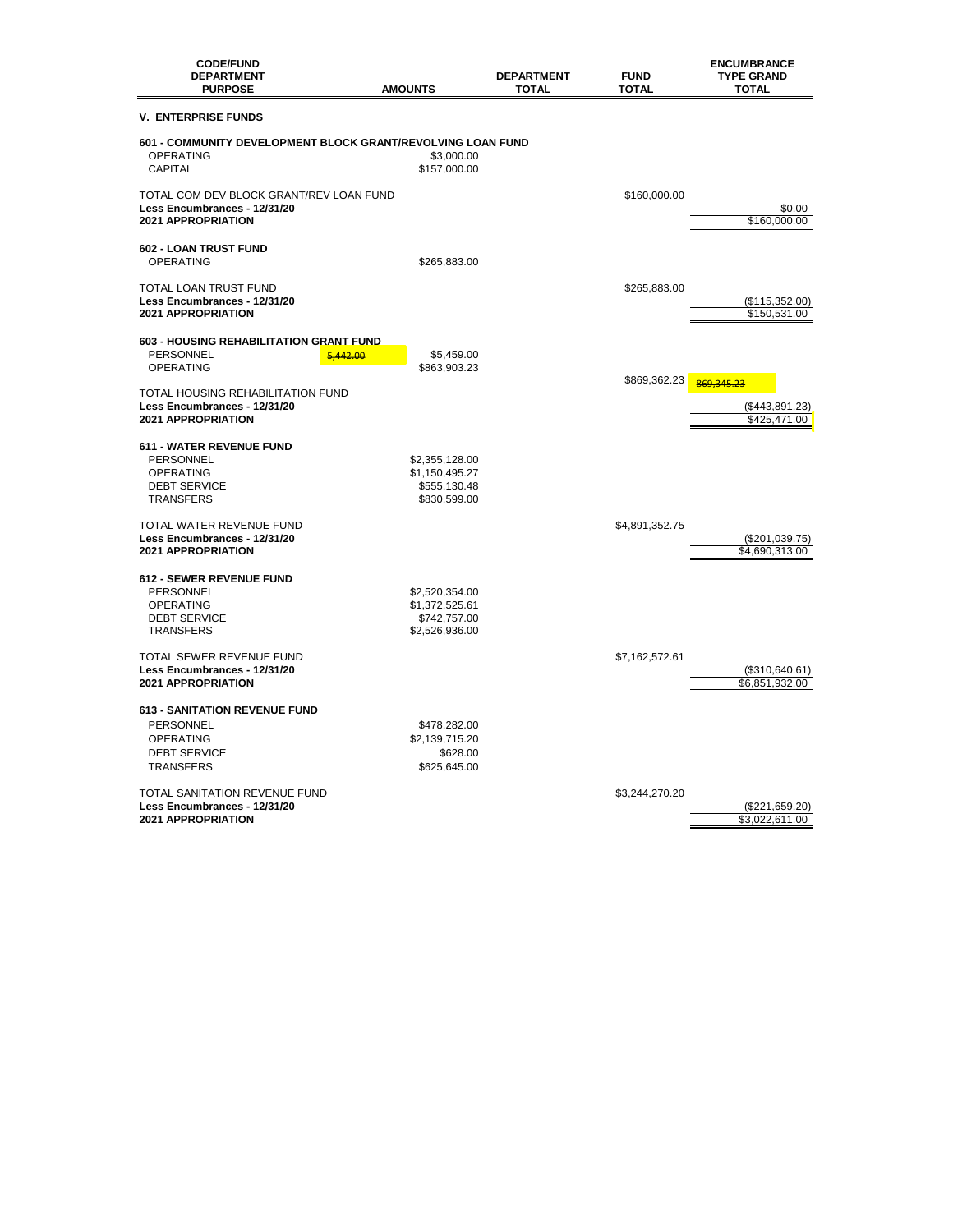| CODE/FUND DEPARTMENT PURPOSE | | AMOUNTS | DEPARTMENT TOTAL | FUND TOTAL | ENCUMBRANCE TYPE GRAND TOTAL |
|---|---|---|---|---|---|
| **V. ENTERPRISE FUNDS** | | | | | |
| **601 - COMMUNITY DEVELOPMENT BLOCK GRANT/REVOLVING LOAN FUND** | | | | | |
| OPERATING | | $3,000.00 | | | |
| CAPITAL | | $157,000.00 | | | |
| TOTAL COM DEV BLOCK GRANT/REV LOAN FUND | | | | $160,000.00 | |
| **Less Encumbrances - 12/31/20** | | | | | $0.00 |
| **2021 APPROPRIATION** | | | | | $160,000.00 |
| **602 - LOAN TRUST FUND** | | | | | |
| OPERATING | | $265,883.00 | | | |
| TOTAL LOAN TRUST FUND | | | | $265,883.00 | |
| **Less Encumbrances - 12/31/20** | | | | | ($115,352.00) |
| **2021 APPROPRIATION** | | | | | $150,531.00 |
| **603 - HOUSING REHABILITATION GRANT FUND** | | | | | |
| PERSONNEL | ~~5,442.00~~ | $5,459.00 | | | |
| OPERATING | | $863,903.23 | | | |
| | | | | $869,362.23 | ~~869,345.23~~ |
| TOTAL HOUSING REHABILITATION FUND | | | | | |
| **Less Encumbrances - 12/31/20** | | | | | ($443,891.23) |
| **2021 APPROPRIATION** | | | | | $425,471.00 |
| **611 - WATER REVENUE FUND** | | | | | |
| PERSONNEL | | $2,355,128.00 | | | |
| OPERATING | | $1,150,495.27 | | | |
| DEBT SERVICE | | $555,130.48 | | | |
| TRANSFERS | | $830,599.00 | | | |
| TOTAL WATER REVENUE FUND | | | | $4,891,352.75 | |
| **Less Encumbrances - 12/31/20** | | | | | ($201,039.75) |
| **2021 APPROPRIATION** | | | | | $4,690,313.00 |
| **612 - SEWER REVENUE FUND** | | | | | |
| PERSONNEL | | $2,520,354.00 | | | |
| OPERATING | | $1,372,525.61 | | | |
| DEBT SERVICE | | $742,757.00 | | | |
| TRANSFERS | | $2,526,936.00 | | | |
| TOTAL SEWER REVENUE FUND | | | | $7,162,572.61 | |
| **Less Encumbrances - 12/31/20** | | | | | ($310,640.61) |
| **2021 APPROPRIATION** | | | | | $6,851,932.00 |
| **613 - SANITATION REVENUE FUND** | | | | | |
| PERSONNEL | | $478,282.00 | | | |
| OPERATING | | $2,139,715.20 | | | |
| DEBT SERVICE | | $628.00 | | | |
| TRANSFERS | | $625,645.00 | | | |
| TOTAL SANITATION REVENUE FUND | | | | $3,244,270.20 | |
| **Less Encumbrances - 12/31/20** | | | | | ($221,659.20) |
| **2021 APPROPRIATION** | | | | | $3,022,611.00 |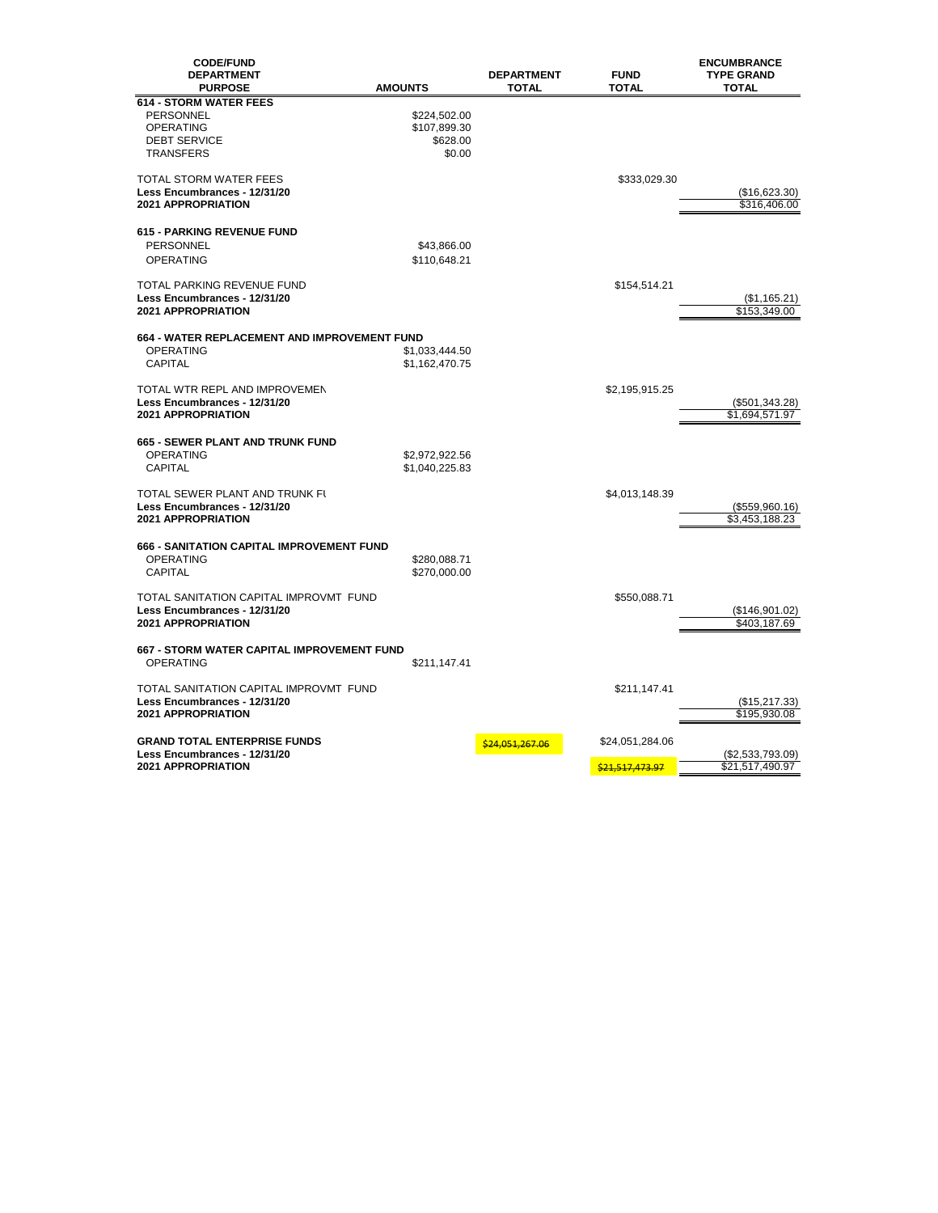| CODE/FUND DEPARTMENT PURPOSE | AMOUNTS | DEPARTMENT TOTAL | FUND TOTAL | ENCUMBRANCE TYPE GRAND TOTAL |
|---|---|---|---|---|
| **614 - STORM WATER FEES** | | | | |
| PERSONNEL | $224,502.00 | | | |
| OPERATING | $107,899.30 | | | |
| DEBT SERVICE | $628.00 | | | |
| TRANSFERS | $0.00 | | | |
| TOTAL STORM WATER FEES | | | $333,029.30 | |
| **Less Encumbrances - 12/31/20** | | | | ($16,623.30) |
| **2021 APPROPRIATION** | | | | $316,406.00 |
| **615 - PARKING REVENUE FUND** | | | | |
| PERSONNEL | $43,866.00 | | | |
| OPERATING | $110,648.21 | | | |
| TOTAL PARKING REVENUE FUND | | | $154,514.21 | |
| **Less Encumbrances - 12/31/20** | | | | ($1,165.21) |
| **2021 APPROPRIATION** | | | | $153,349.00 |
| **664 - WATER REPLACEMENT AND IMPROVEMENT FUND** | | | | |
| OPERATING | $1,033,444.50 | | | |
| CAPITAL | $1,162,470.75 | | | |
| TOTAL WTR REPL AND IMPROVEMEN | | | $2,195,915.25 | |
| **Less Encumbrances - 12/31/20** | | | | ($501,343.28) |
| **2021 APPROPRIATION** | | | | $1,694,571.97 |
| **665 - SEWER PLANT AND TRUNK FUND** | | | | |
| OPERATING | $2,972,922.56 | | | |
| CAPITAL | $1,040,225.83 | | | |
| TOTAL SEWER PLANT AND TRUNK FU | | | $4,013,148.39 | |
| **Less Encumbrances - 12/31/20** | | | | ($559,960.16) |
| **2021 APPROPRIATION** | | | | $3,453,188.23 |
| **666 - SANITATION CAPITAL IMPROVEMENT FUND** | | | | |
| OPERATING | $280,088.71 | | | |
| CAPITAL | $270,000.00 | | | |
| TOTAL SANITATION CAPITAL IMPROVMT FUND | | | $550,088.71 | |
| **Less Encumbrances - 12/31/20** | | | | ($146,901.02) |
| **2021 APPROPRIATION** | | | | $403,187.69 |
| **667 - STORM WATER CAPITAL IMPROVEMENT FUND** | | | | |
| OPERATING | $211,147.41 | | | |
| TOTAL SANITATION CAPITAL IMPROVMT FUND | | | $211,147.41 | |
| **Less Encumbrances - 12/31/20** | | | | ($15,217.33) |
| **2021 APPROPRIATION** | | | | $195,930.08 |
| **GRAND TOTAL ENTERPRISE FUNDS** | | ~~$24,051,267.06~~ | $24,051,284.06 | |
| **Less Encumbrances - 12/31/20** | | | | ($2,533,793.09) |
| **2021 APPROPRIATION** | | | ~~$21,517,473.97~~ | $21,517,490.97 |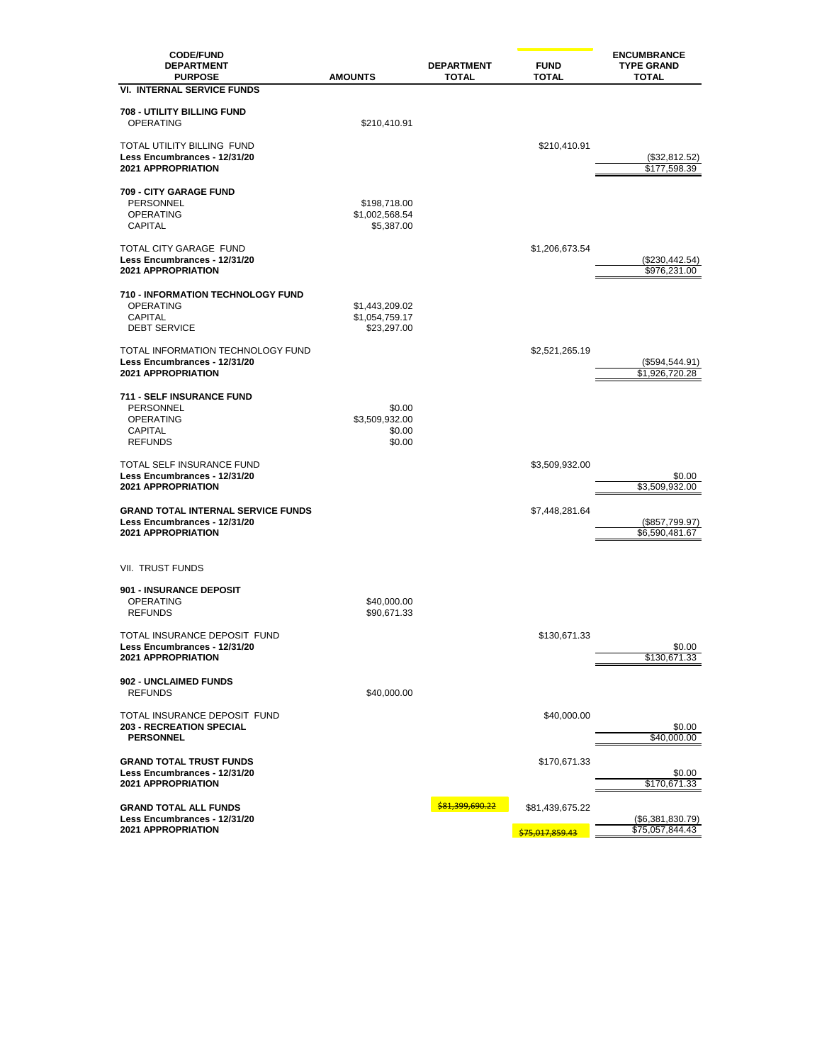| CODE/FUND DEPARTMENT PURPOSE | AMOUNTS | DEPARTMENT TOTAL | FUND TOTAL | ENCUMBRANCE TYPE GRAND TOTAL |
|---|---|---|---|---|
| **VI. INTERNAL SERVICE FUNDS** | | | | |
| **708 - UTILITY BILLING FUND** | | | | |
| OPERATING | $210,410.91 | | | |
| TOTAL UTILITY BILLING FUND | | | $210,410.91 | |
| **Less Encumbrances - 12/31/20** | | | | ($32,812.52) |
| **2021 APPROPRIATION** | | | | $177,598.39 |
| **709 - CITY GARAGE FUND** | | | | |
| PERSONNEL | $198,718.00 | | | |
| OPERATING | $1,002,568.54 | | | |
| CAPITAL | $5,387.00 | | | |
| TOTAL CITY GARAGE FUND | | | $1,206,673.54 | |
| **Less Encumbrances - 12/31/20** | | | | ($230,442.54) |
| **2021 APPROPRIATION** | | | | $976,231.00 |
| **710 - INFORMATION TECHNOLOGY FUND** | | | | |
| OPERATING | $1,443,209.02 | | | |
| CAPITAL | $1,054,759.17 | | | |
| DEBT SERVICE | $23,297.00 | | | |
| TOTAL INFORMATION TECHNOLOGY FUND | | | $2,521,265.19 | |
| **Less Encumbrances - 12/31/20** | | | | ($594,544.91) |
| **2021 APPROPRIATION** | | | | $1,926,720.28 |
| **711 - SELF INSURANCE FUND** | | | | |
| PERSONNEL | $0.00 | | | |
| OPERATING | $3,509,932.00 | | | |
| CAPITAL | $0.00 | | | |
| REFUNDS | $0.00 | | | |
| TOTAL SELF INSURANCE FUND | | | $3,509,932.00 | |
| **Less Encumbrances - 12/31/20** | | | | $0.00 |
| **2021 APPROPRIATION** | | | | $3,509,932.00 |
| **GRAND TOTAL INTERNAL SERVICE FUNDS** | | | $7,448,281.64 | |
| **Less Encumbrances - 12/31/20** | | | | ($857,799.97) |
| **2021 APPROPRIATION** | | | | $6,590,481.67 |
| VII. TRUST FUNDS | | | | |
| **901 - INSURANCE DEPOSIT** | | | | |
| OPERATING | $40,000.00 | | | |
| REFUNDS | $90,671.33 | | | |
| TOTAL INSURANCE DEPOSIT FUND | | | $130,671.33 | |
| **Less Encumbrances - 12/31/20** | | | | $0.00 |
| **2021 APPROPRIATION** | | | | $130,671.33 |
| **902 - UNCLAIMED FUNDS** | | | | |
| REFUNDS | $40,000.00 | | | |
| TOTAL INSURANCE DEPOSIT FUND | | | $40,000.00 | |
| **203 - RECREATION SPECIAL** | | | | $0.00 |
| **PERSONNEL** | | | | $40,000.00 |
| **GRAND TOTAL TRUST FUNDS** | | | $170,671.33 | |
| **Less Encumbrances - 12/31/20** | | | | $0.00 |
| **2021 APPROPRIATION** | | | | $170,671.33 |
| **GRAND TOTAL ALL FUNDS** | | ~~$81,399,690.22~~ | $81,439,675.22 | |
| **Less Encumbrances - 12/31/20** | | | | ($6,381,830.79) |
| **2021 APPROPRIATION** | | | ~~$75,017,859.43~~ | $75,057,844.43 |